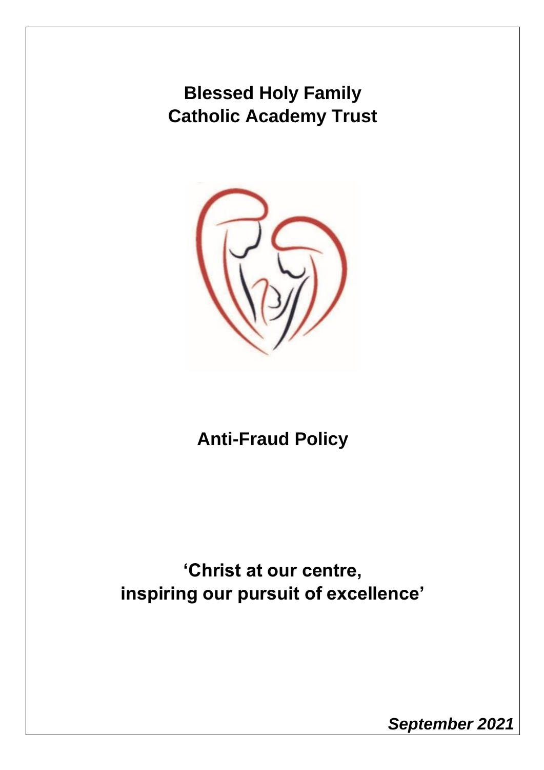# Blessed Holy Family Catholic Academy Trust

# Anti-Fraud Policy

## 'Christ at our centre, inspiring our pursuit of excellence'

***September 2021***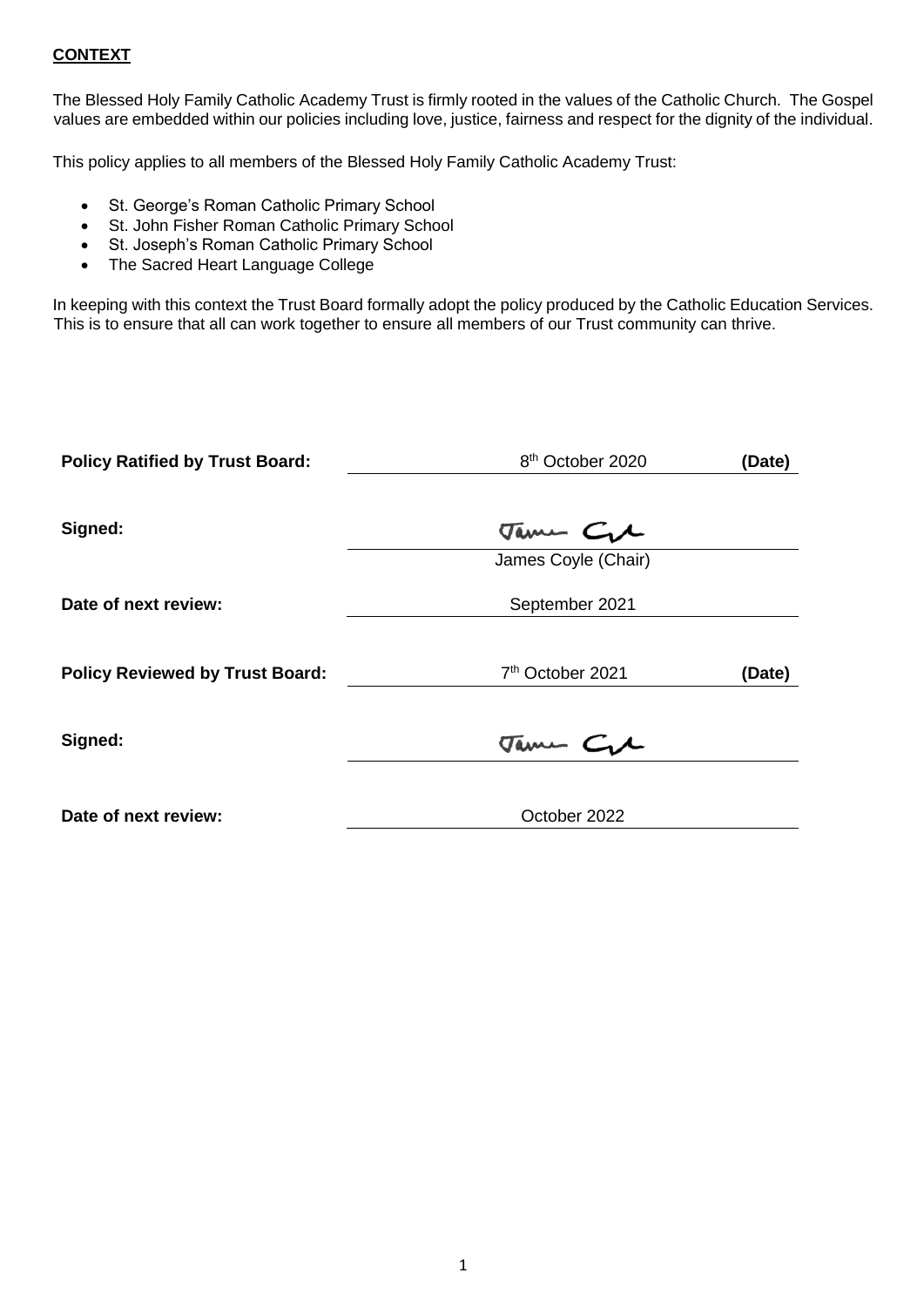**CONTEXT**

The Blessed Holy Family Catholic Academy Trust is firmly rooted in the values of the Catholic Church. The Gospel values are embedded within our policies including love, justice, fairness and respect for the dignity of the individual.

This policy applies to all members of the Blessed Holy Family Catholic Academy Trust:

- St. George's Roman Catholic Primary School
- St. John Fisher Roman Catholic Primary School
- St. Joseph's Roman Catholic Primary School
- The Sacred Heart Language College

In keeping with this context the Trust Board formally adopt the policy produced by the Catholic Education Services. This is to ensure that all can work together to ensure all members of our Trust community can thrive.

| | | |
|---|---|---|
| **Policy Ratified by Trust Board:** | 8th October 2020 | **(Date)** |
| **Signed:** | James Coyle (Chair) | |
| **Date of next review:** | September 2021 | |
| **Policy Reviewed by Trust Board:** | 7th October 2021 | **(Date)** |
| **Signed:** | | |
| **Date of next review:** | October 2022 | |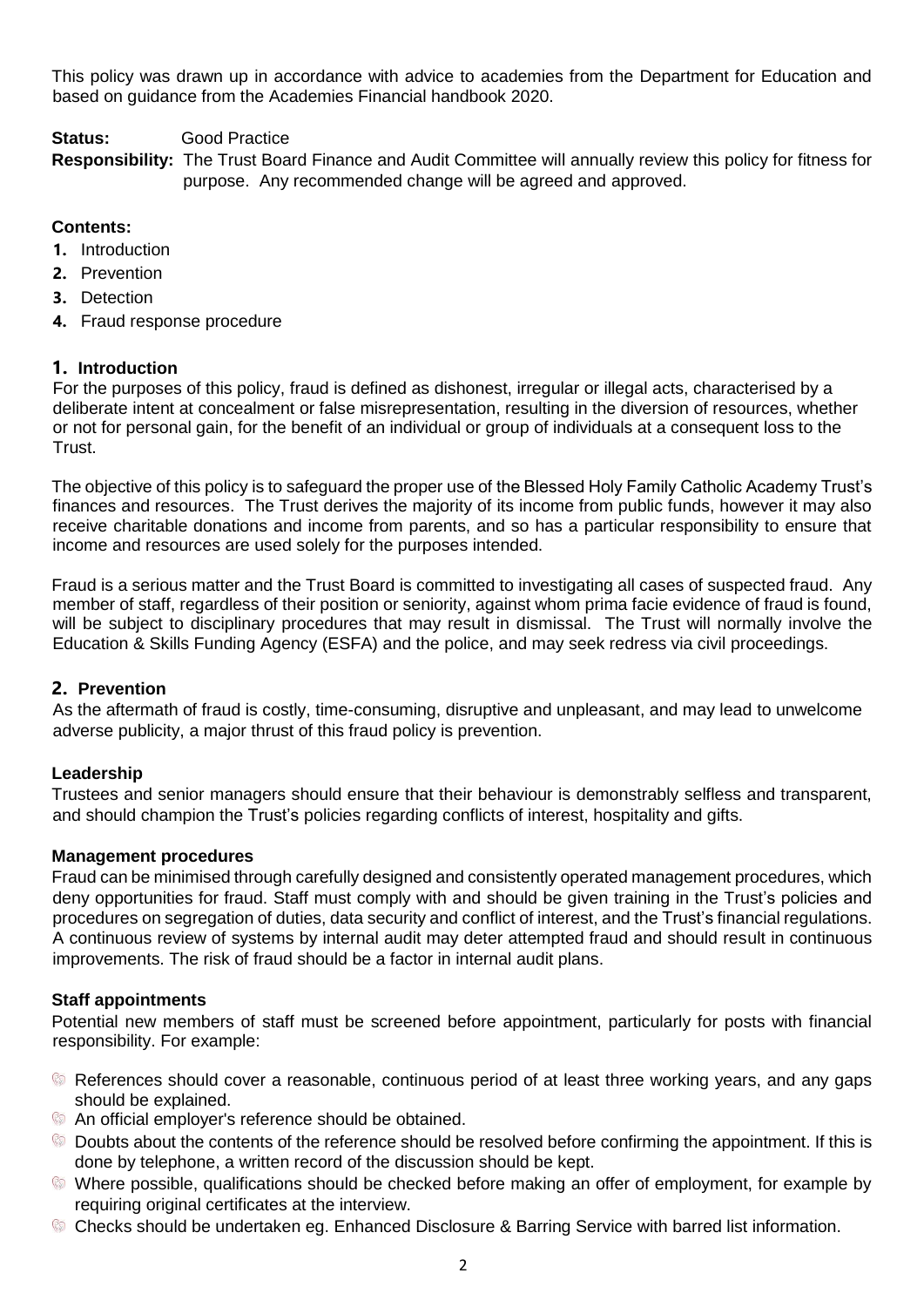This policy was drawn up in accordance with advice to academies from the Department for Education and based on guidance from the Academies Financial handbook 2020.

**Status:** Good Practice

**Responsibility:** The Trust Board Finance and Audit Committee will annually review this policy for fitness for purpose. Any recommended change will be agreed and approved.

**Contents:**

1. Introduction
2. Prevention
3. Detection
4. Fraud response procedure

## 1. Introduction

For the purposes of this policy, fraud is defined as dishonest, irregular or illegal acts, characterised by a deliberate intent at concealment or false misrepresentation, resulting in the diversion of resources, whether or not for personal gain, for the benefit of an individual or group of individuals at a consequent loss to the Trust.

The objective of this policy is to safeguard the proper use of the Blessed Holy Family Catholic Academy Trust's finances and resources. The Trust derives the majority of its income from public funds, however it may also receive charitable donations and income from parents, and so has a particular responsibility to ensure that income and resources are used solely for the purposes intended.

Fraud is a serious matter and the Trust Board is committed to investigating all cases of suspected fraud. Any member of staff, regardless of their position or seniority, against whom prima facie evidence of fraud is found, will be subject to disciplinary procedures that may result in dismissal. The Trust will normally involve the Education & Skills Funding Agency (ESFA) and the police, and may seek redress via civil proceedings.

## 2. Prevention

As the aftermath of fraud is costly, time-consuming, disruptive and unpleasant, and may lead to unwelcome adverse publicity, a major thrust of this fraud policy is prevention.

### Leadership

Trustees and senior managers should ensure that their behaviour is demonstrably selfless and transparent, and should champion the Trust's policies regarding conflicts of interest, hospitality and gifts.

### Management procedures

Fraud can be minimised through carefully designed and consistently operated management procedures, which deny opportunities for fraud. Staff must comply with and should be given training in the Trust's policies and procedures on segregation of duties, data security and conflict of interest, and the Trust's financial regulations. A continuous review of systems by internal audit may deter attempted fraud and should result in continuous improvements. The risk of fraud should be a factor in internal audit plans.

### Staff appointments

Potential new members of staff must be screened before appointment, particularly for posts with financial responsibility. For example:

- References should cover a reasonable, continuous period of at least three working years, and any gaps should be explained.
- An official employer's reference should be obtained.
- Doubts about the contents of the reference should be resolved before confirming the appointment. If this is done by telephone, a written record of the discussion should be kept.
- Where possible, qualifications should be checked before making an offer of employment, for example by requiring original certificates at the interview.
- Checks should be undertaken eg. Enhanced Disclosure & Barring Service with barred list information.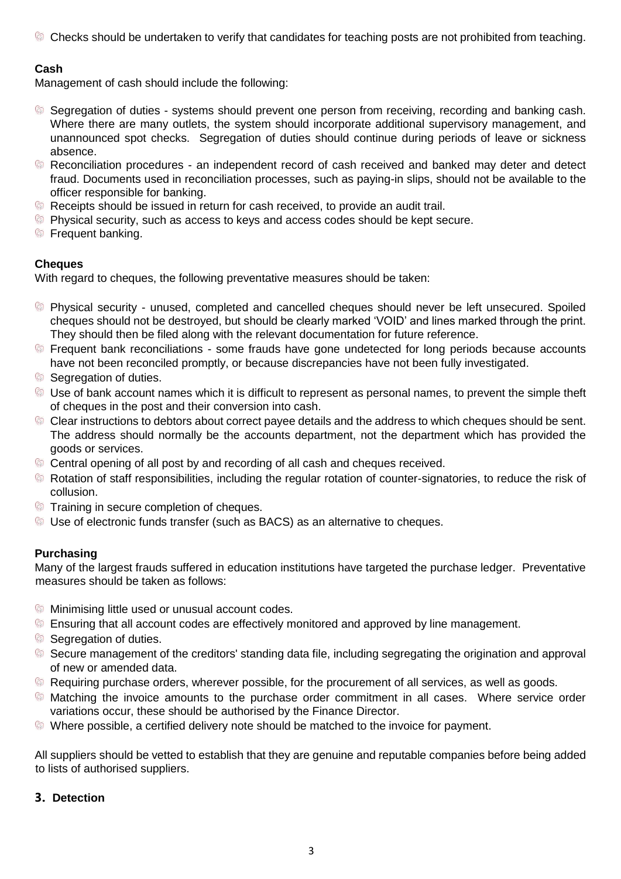- Checks should be undertaken to verify that candidates for teaching posts are not prohibited from teaching.

**Cash**

Management of cash should include the following:

- Segregation of duties - systems should prevent one person from receiving, recording and banking cash. Where there are many outlets, the system should incorporate additional supervisory management, and unannounced spot checks. Segregation of duties should continue during periods of leave or sickness absence.
- Reconciliation procedures - an independent record of cash received and banked may deter and detect fraud. Documents used in reconciliation processes, such as paying-in slips, should not be available to the officer responsible for banking.
- Receipts should be issued in return for cash received, to provide an audit trail.
- Physical security, such as access to keys and access codes should be kept secure.
- Frequent banking.

**Cheques**

With regard to cheques, the following preventative measures should be taken:

- Physical security - unused, completed and cancelled cheques should never be left unsecured. Spoiled cheques should not be destroyed, but should be clearly marked 'VOID' and lines marked through the print. They should then be filed along with the relevant documentation for future reference.
- Frequent bank reconciliations - some frauds have gone undetected for long periods because accounts have not been reconciled promptly, or because discrepancies have not been fully investigated.
- Segregation of duties.
- Use of bank account names which it is difficult to represent as personal names, to prevent the simple theft of cheques in the post and their conversion into cash.
- Clear instructions to debtors about correct payee details and the address to which cheques should be sent. The address should normally be the accounts department, not the department which has provided the goods or services.
- Central opening of all post by and recording of all cash and cheques received.
- Rotation of staff responsibilities, including the regular rotation of counter-signatories, to reduce the risk of collusion.
- Training in secure completion of cheques.
- Use of electronic funds transfer (such as BACS) as an alternative to cheques.

**Purchasing**

Many of the largest frauds suffered in education institutions have targeted the purchase ledger. Preventative measures should be taken as follows:

- Minimising little used or unusual account codes.
- Ensuring that all account codes are effectively monitored and approved by line management.
- Segregation of duties.
- Secure management of the creditors' standing data file, including segregating the origination and approval of new or amended data.
- Requiring purchase orders, wherever possible, for the procurement of all services, as well as goods.
- Matching the invoice amounts to the purchase order commitment in all cases. Where service order variations occur, these should be authorised by the Finance Director.
- Where possible, a certified delivery note should be matched to the invoice for payment.

All suppliers should be vetted to establish that they are genuine and reputable companies before being added to lists of authorised suppliers.

## 3. Detection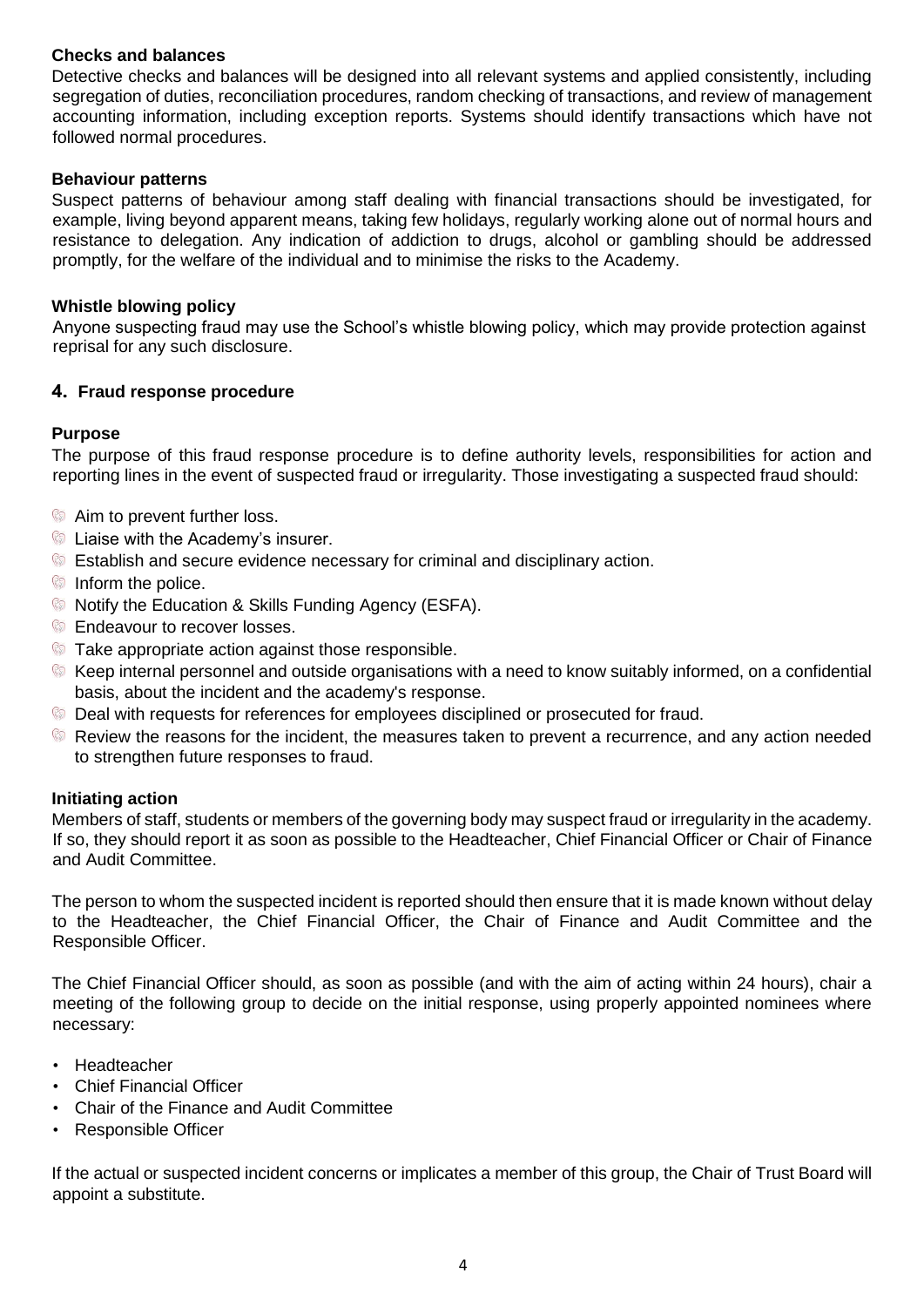### Checks and balances

Detective checks and balances will be designed into all relevant systems and applied consistently, including segregation of duties, reconciliation procedures, random checking of transactions, and review of management accounting information, including exception reports. Systems should identify transactions which have not followed normal procedures.

### Behaviour patterns

Suspect patterns of behaviour among staff dealing with financial transactions should be investigated, for example, living beyond apparent means, taking few holidays, regularly working alone out of normal hours and resistance to delegation. Any indication of addiction to drugs, alcohol or gambling should be addressed promptly, for the welfare of the individual and to minimise the risks to the Academy.

### Whistle blowing policy

Anyone suspecting fraud may use the School's whistle blowing policy, which may provide protection against reprisal for any such disclosure.

## 4. Fraud response procedure

### Purpose

The purpose of this fraud response procedure is to define authority levels, responsibilities for action and reporting lines in the event of suspected fraud or irregularity. Those investigating a suspected fraud should:

- Aim to prevent further loss.
- Liaise with the Academy's insurer.
- Establish and secure evidence necessary for criminal and disciplinary action.
- Inform the police.
- Notify the Education & Skills Funding Agency (ESFA).
- Endeavour to recover losses.
- Take appropriate action against those responsible.
- Keep internal personnel and outside organisations with a need to know suitably informed, on a confidential basis, about the incident and the academy's response.
- Deal with requests for references for employees disciplined or prosecuted for fraud.
- Review the reasons for the incident, the measures taken to prevent a recurrence, and any action needed to strengthen future responses to fraud.

### Initiating action

Members of staff, students or members of the governing body may suspect fraud or irregularity in the academy. If so, they should report it as soon as possible to the Headteacher, Chief Financial Officer or Chair of Finance and Audit Committee.

The person to whom the suspected incident is reported should then ensure that it is made known without delay to the Headteacher, the Chief Financial Officer, the Chair of Finance and Audit Committee and the Responsible Officer.

The Chief Financial Officer should, as soon as possible (and with the aim of acting within 24 hours), chair a meeting of the following group to decide on the initial response, using properly appointed nominees where necessary:

- Headteacher
- Chief Financial Officer
- Chair of the Finance and Audit Committee
- Responsible Officer

If the actual or suspected incident concerns or implicates a member of this group, the Chair of Trust Board will appoint a substitute.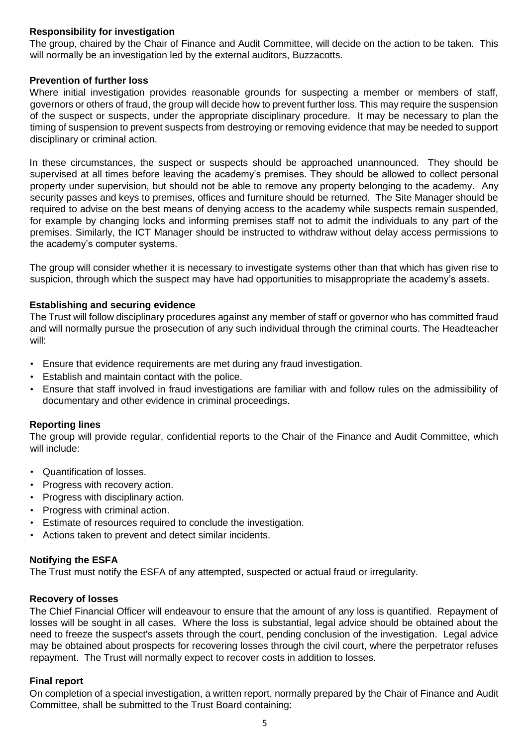**Responsibility for investigation**

The group, chaired by the Chair of Finance and Audit Committee, will decide on the action to be taken. This will normally be an investigation led by the external auditors, Buzzacotts.

**Prevention of further loss**

Where initial investigation provides reasonable grounds for suspecting a member or members of staff, governors or others of fraud, the group will decide how to prevent further loss. This may require the suspension of the suspect or suspects, under the appropriate disciplinary procedure. It may be necessary to plan the timing of suspension to prevent suspects from destroying or removing evidence that may be needed to support disciplinary or criminal action.

In these circumstances, the suspect or suspects should be approached unannounced. They should be supervised at all times before leaving the academy's premises. They should be allowed to collect personal property under supervision, but should not be able to remove any property belonging to the academy. Any security passes and keys to premises, offices and furniture should be returned. The Site Manager should be required to advise on the best means of denying access to the academy while suspects remain suspended, for example by changing locks and informing premises staff not to admit the individuals to any part of the premises. Similarly, the ICT Manager should be instructed to withdraw without delay access permissions to the academy's computer systems.

The group will consider whether it is necessary to investigate systems other than that which has given rise to suspicion, through which the suspect may have had opportunities to misappropriate the academy's assets.

**Establishing and securing evidence**

The Trust will follow disciplinary procedures against any member of staff or governor who has committed fraud and will normally pursue the prosecution of any such individual through the criminal courts. The Headteacher will:

- Ensure that evidence requirements are met during any fraud investigation.
- Establish and maintain contact with the police.
- Ensure that staff involved in fraud investigations are familiar with and follow rules on the admissibility of documentary and other evidence in criminal proceedings.

**Reporting lines**

The group will provide regular, confidential reports to the Chair of the Finance and Audit Committee, which will include:

- Quantification of losses.
- Progress with recovery action.
- Progress with disciplinary action.
- Progress with criminal action.
- Estimate of resources required to conclude the investigation.
- Actions taken to prevent and detect similar incidents.

**Notifying the ESFA**

The Trust must notify the ESFA of any attempted, suspected or actual fraud or irregularity.

**Recovery of losses**

The Chief Financial Officer will endeavour to ensure that the amount of any loss is quantified. Repayment of losses will be sought in all cases. Where the loss is substantial, legal advice should be obtained about the need to freeze the suspect's assets through the court, pending conclusion of the investigation. Legal advice may be obtained about prospects for recovering losses through the civil court, where the perpetrator refuses repayment. The Trust will normally expect to recover costs in addition to losses.

**Final report**

On completion of a special investigation, a written report, normally prepared by the Chair of Finance and Audit Committee, shall be submitted to the Trust Board containing: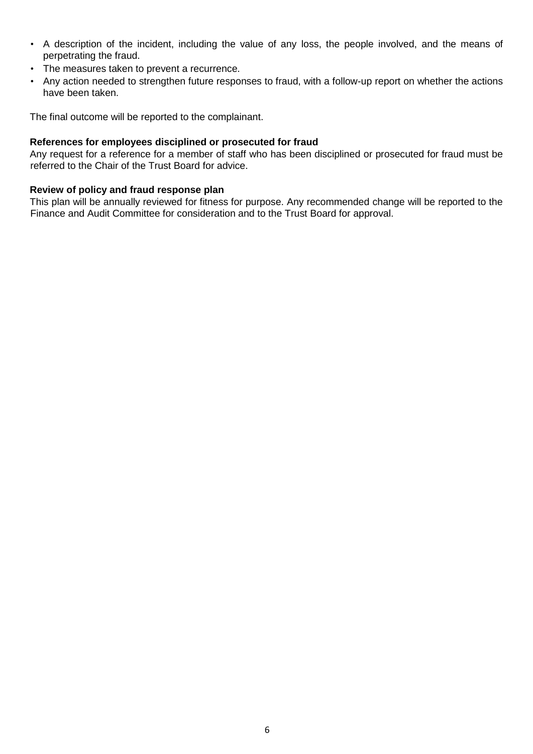- A description of the incident, including the value of any loss, the people involved, and the means of perpetrating the fraud.
- The measures taken to prevent a recurrence.
- Any action needed to strengthen future responses to fraud, with a follow-up report on whether the actions have been taken.

The final outcome will be reported to the complainant.

**References for employees disciplined or prosecuted for fraud**

Any request for a reference for a member of staff who has been disciplined or prosecuted for fraud must be referred to the Chair of the Trust Board for advice.

**Review of policy and fraud response plan**

This plan will be annually reviewed for fitness for purpose. Any recommended change will be reported to the Finance and Audit Committee for consideration and to the Trust Board for approval.